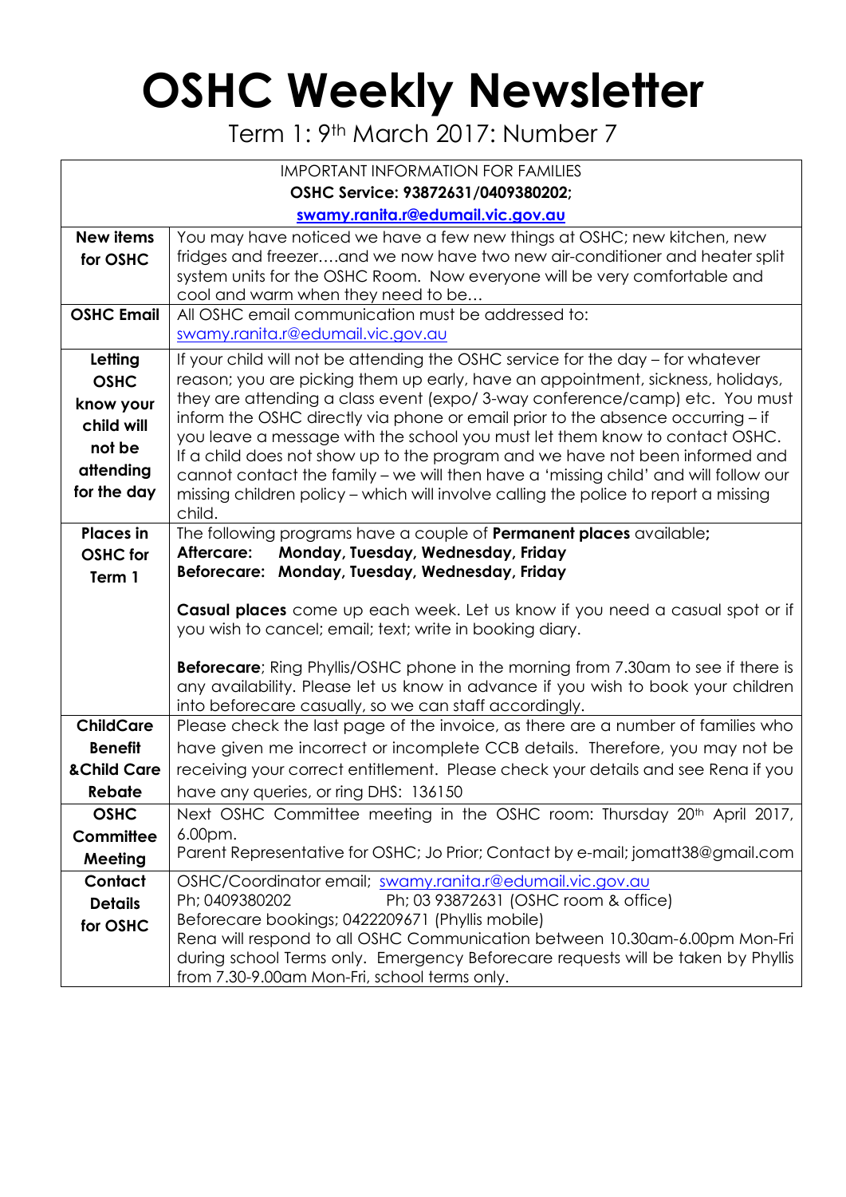# OSHC Weekly Newsletter

Term 1: 9th March 2017: Number 7

| IMPORTANT INFORMATION FOR FAMILIES<br>**OSHC Service: 93872631/0409380202;**<br>**swamy.ranita.r@edumail.vic.gov.au** | |
|---|---|
| **New items for OSHC** | You may have noticed we have a few new things at OSHC; new kitchen, new fridges and freezer….and we now have two new air-conditioner and heater split system units for the OSHC Room. Now everyone will be very comfortable and cool and warm when they need to be… |
| **OSHC Email** | All OSHC email communication must be addressed to: swamy.ranita.r@edumail.vic.gov.au |
| **Letting OSHC know your child will not be attending for the day** | If your child will not be attending the OSHC service for the day – for whatever reason; you are picking them up early, have an appointment, sickness, holidays, they are attending a class event (expo/ 3-way conference/camp) etc. You must inform the OSHC directly via phone or email prior to the absence occurring – if you leave a message with the school you must let them know to contact OSHC. If a child does not show up to the program and we have not been informed and cannot contact the family – we will then have a 'missing child' and will follow our missing children policy – which will involve calling the police to report a missing child. |
| **Places in OSHC for Term 1** | The following programs have a couple of **Permanent places** available**;**<br>**Aftercare: Monday, Tuesday, Wednesday, Friday**<br>**Beforecare: Monday, Tuesday, Wednesday, Friday**<br><br>**Casual places** come up each week. Let us know if you need a casual spot or if you wish to cancel; email; text; write in booking diary.<br><br>**Beforecare**; Ring Phyllis/OSHC phone in the morning from 7.30am to see if there is any availability. Please let us know in advance if you wish to book your children into beforecare casually, so we can staff accordingly. |
| **ChildCare Benefit &Child Care Rebate** | Please check the last page of the invoice, as there are a number of families who have given me incorrect or incomplete CCB details. Therefore, you may not be receiving your correct entitlement. Please check your details and see Rena if you have any queries, or ring DHS: 136150 |
| **OSHC Committee Meeting** | Next OSHC Committee meeting in the OSHC room: Thursday 20th April 2017, 6.00pm.<br>Parent Representative for OSHC; Jo Prior; Contact by e-mail; jomatt38@gmail.com |
| **Contact Details for OSHC** | OSHC/Coordinator email; swamy.ranita.r@edumail.vic.gov.au<br>Ph; 0409380202 Ph; 03 93872631 (OSHC room & office)<br>Beforecare bookings; 0422209671 (Phyllis mobile)<br>Rena will respond to all OSHC Communication between 10.30am-6.00pm Mon-Fri during school Terms only. Emergency Beforecare requests will be taken by Phyllis from 7.30-9.00am Mon-Fri, school terms only. |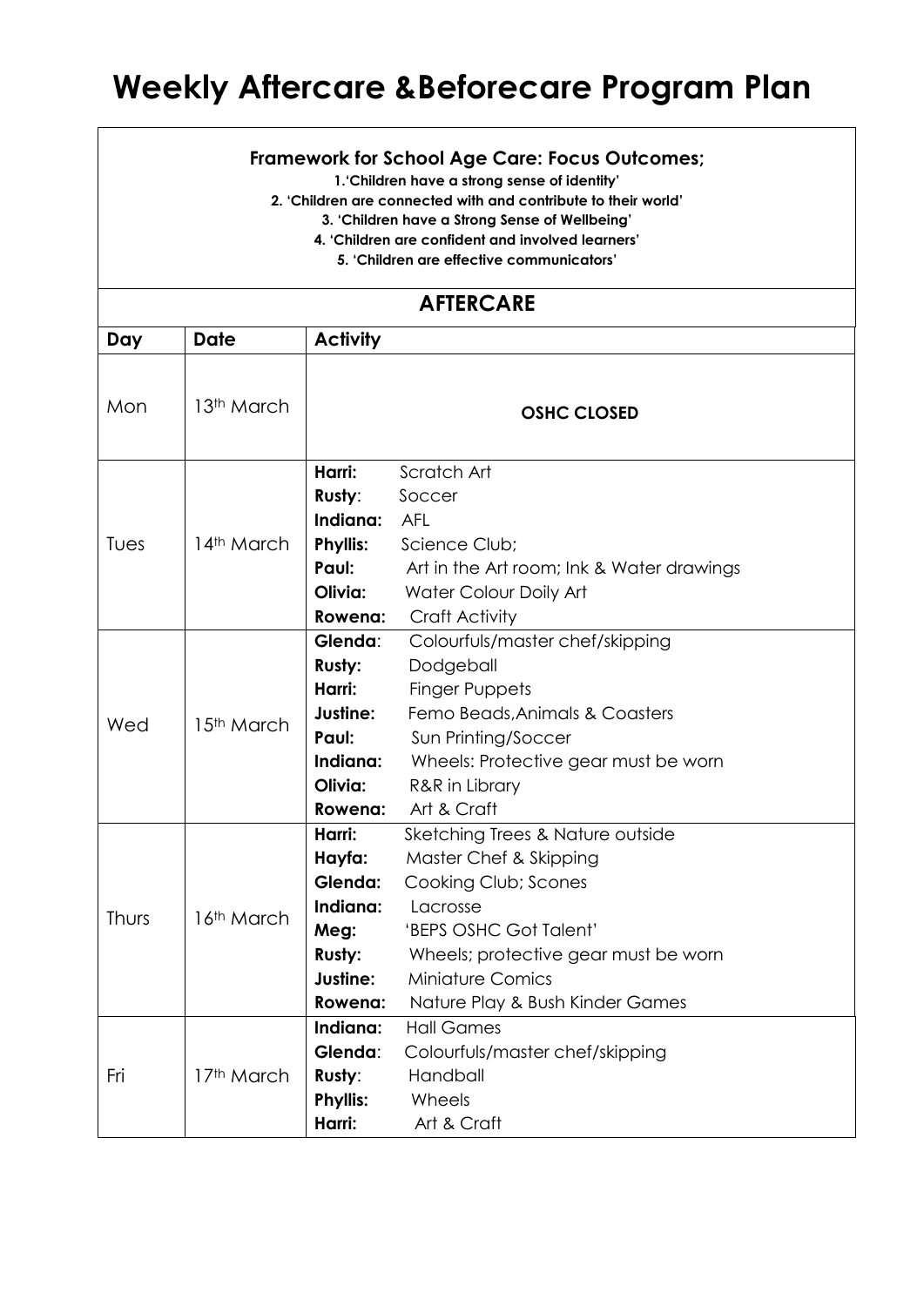# Weekly Aftercare &Beforecare Program Plan

**Framework for School Age Care: Focus Outcomes;**

**1.'Children have a strong sense of identity'**

**2. 'Children are connected with and contribute to their world'**

**3. 'Children have a Strong Sense of Wellbeing'**

**4. 'Children are confident and involved learners'**

**5. 'Children are effective communicators'**

## AFTERCARE

| Day | Date | Activity |
|---|---|---|
| Mon | 13th March | **OSHC CLOSED** |
| Tues | 14th March | **Harri:** Scratch Art<br>**Rusty**: Soccer<br>**Indiana:** AFL<br>**Phyllis:** Science Club;<br>**Paul:** Art in the Art room; Ink & Water drawings<br>**Olivia:** Water Colour Doily Art<br>**Rowena:** Craft Activity |
| Wed | 15th March | **Glenda**: Colourfuls/master chef/skipping<br>**Rusty:** Dodgeball<br>**Harri:** Finger Puppets<br>**Justine:** Femo Beads,Animals & Coasters<br>**Paul:** Sun Printing/Soccer<br>**Indiana:** Wheels: Protective gear must be worn<br>**Olivia:** R&R in Library<br>**Rowena:** Art & Craft |
| Thurs | 16th March | **Harri:** Sketching Trees & Nature outside<br>**Hayfa:** Master Chef & Skipping<br>**Glenda:** Cooking Club; Scones<br>**Indiana:** Lacrosse<br>**Meg:** 'BEPS OSHC Got Talent'<br>**Rusty:** Wheels; protective gear must be worn<br>**Justine:** Miniature Comics<br>**Rowena:** Nature Play & Bush Kinder Games |
| Fri | 17th March | **Indiana:** Hall Games<br>**Glenda**: Colourfuls/master chef/skipping<br>**Rusty**: Handball<br>**Phyllis:** Wheels<br>**Harri:** Art & Craft |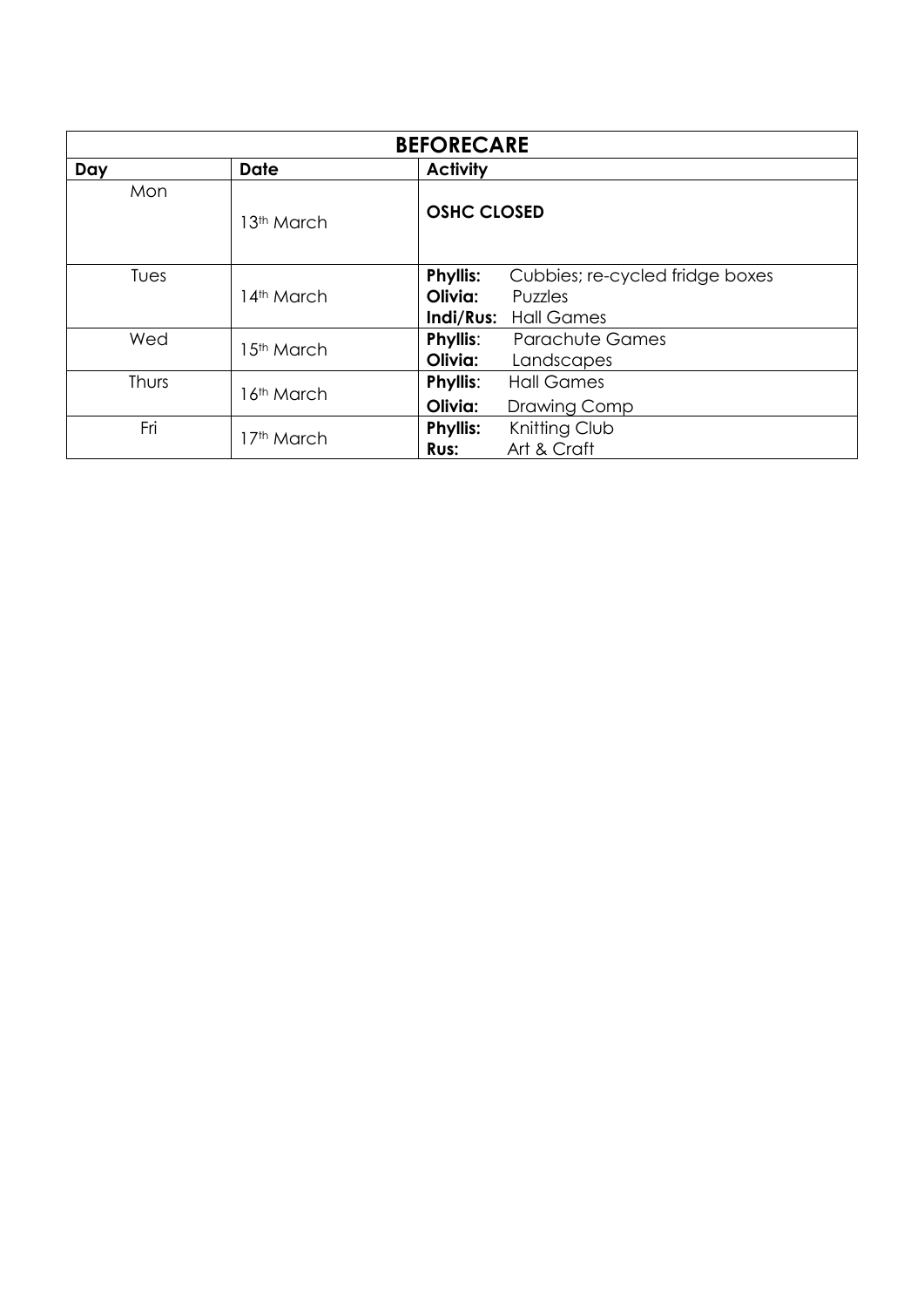| BEFORECARE | | |
|---|---|---|
| **Day** | **Date** | **Activity** |
| Mon | 13th March | **OSHC CLOSED** |
| Tues | 14th March | **Phyllis:** Cubbies; re-cycled fridge boxes<br>**Olivia:** Puzzles<br>**Indi/Rus:** Hall Games |
| Wed | 15th March | **Phyllis**: Parachute Games<br>**Olivia:** Landscapes |
| Thurs | 16th March | **Phyllis**: Hall Games<br>**Olivia:** Drawing Comp |
| Fri | 17th March | **Phyllis:** Knitting Club<br>**Rus:** Art & Craft |